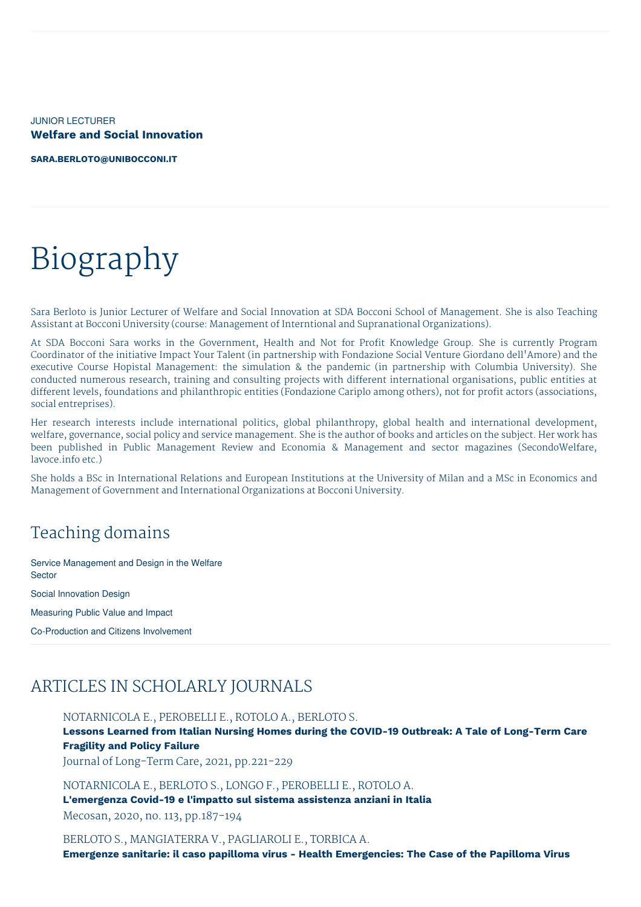JUNIOR LECTURER

**Welfare and Social Innovation**

**SARA.BERLOTO@UNIBOCCONI.IT**

# Biography

Sara Berloto is Junior Lecturer of Welfare and Social Innovation at SDA Bocconi School of Management. She is also Teaching Assistant at Bocconi University (course: Management of Interntional and Supranational Organizations).

At SDA Bocconi Sara works in the Government, Health and Not for Profit Knowledge Group. She is currently Program Coordinator of the initiative Impact Your Talent (in partnership with Fondazione Social Venture Giordano dell'Amore) and the executive Course Hopistal Management: the simulation & the pandemic (in partnership with Columbia University). She conducted numerous research, training and consulting projects with different international organisations, public entities at different levels, foundations and philanthropic entities (Fondazione Cariplo among others), not for profit actors (associations, social entreprises).

Her research interests include international politics, global philanthropy, global health and international development, welfare, governance, social policy and service management. She is the author of books and articles on the subject. Her work has been published in Public Management Review and Economia & Management and sector magazines (SecondoWelfare, lavoce.info etc.)

She holds a BSc in International Relations and European Institutions at the University of Milan and a MSc in Economics and Management of Government and International Organizations at Bocconi University.

## Teaching domains

Service Management and Design in the Welfare Sector

Social Innovation Design

Measuring Public Value and Impact

Co-Production and Citizens Involvement

## ARTICLES IN SCHOLARLY JOURNALS

NOTARNICOLA E., PEROBELLI E., ROTOLO A., BERLOTO S.
**Lessons Learned from Italian Nursing Homes during the COVID-19 Outbreak: A Tale of Long-Term Care Fragility and Policy Failure**
Journal of Long-Term Care, 2021, pp.221-229

NOTARNICOLA E., BERLOTO S., LONGO F., PEROBELLI E., ROTOLO A.
**L'emergenza Covid-19 e l'impatto sul sistema assistenza anziani in Italia**
Mecosan, 2020, no. 113, pp.187-194

BERLOTO S., MANGIATERRA V., PAGLIAROLI E., TORBICA A.
**Emergenze sanitarie: il caso papilloma virus - Health Emergencies: The Case of the Papilloma Virus**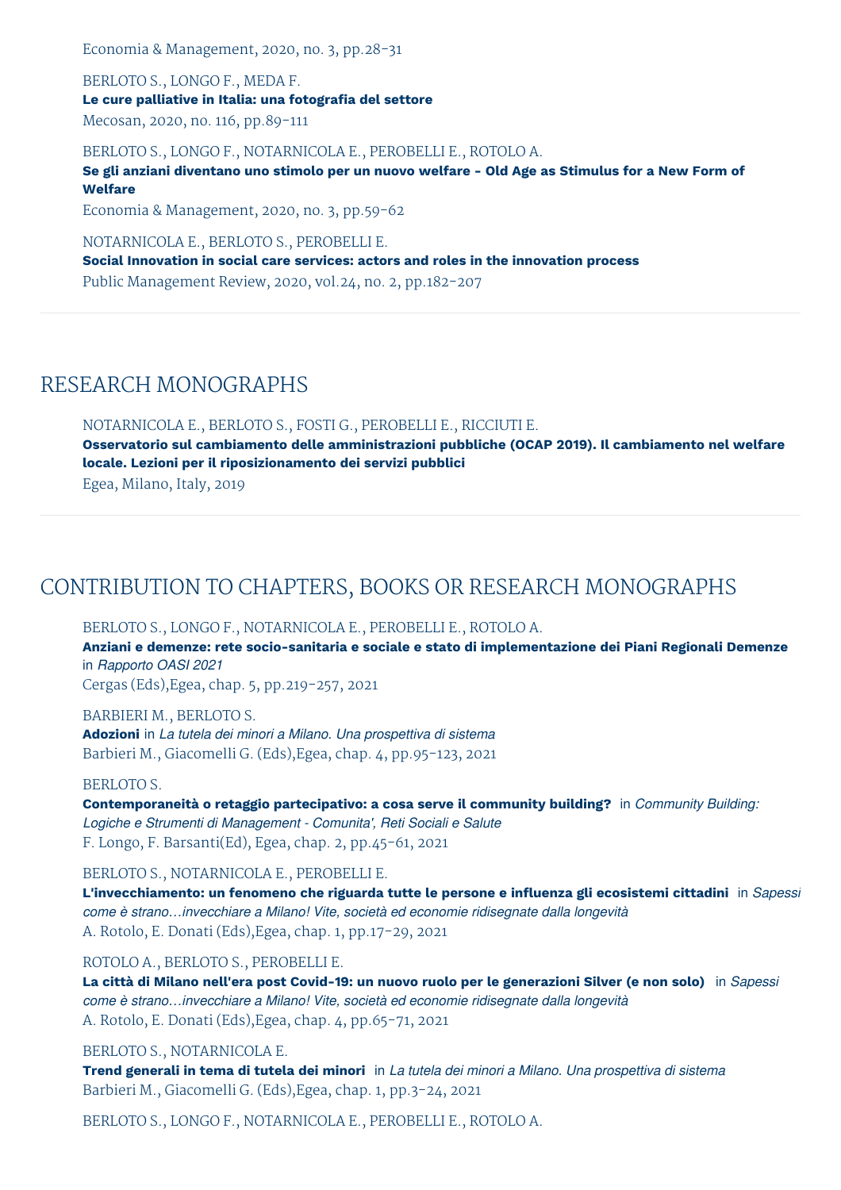Economia & Management, 2020, no. 3, pp.28-31

BERLOTO S., LONGO F., MEDA F.
**Le cure palliative in Italia: una fotografia del settore**
Mecosan, 2020, no. 116, pp.89-111

BERLOTO S., LONGO F., NOTARNICOLA E., PEROBELLI E., ROTOLO A.
**Se gli anziani diventano uno stimolo per un nuovo welfare - Old Age as Stimulus for a New Form of Welfare**
Economia & Management, 2020, no. 3, pp.59-62

NOTARNICOLA E., BERLOTO S., PEROBELLI E.
**Social Innovation in social care services: actors and roles in the innovation process**
Public Management Review, 2020, vol.24, no. 2, pp.182-207

## RESEARCH MONOGRAPHS

NOTARNICOLA E., BERLOTO S., FOSTI G., PEROBELLI E., RICCIUTI E.
**Osservatorio sul cambiamento delle amministrazioni pubbliche (OCAP 2019). Il cambiamento nel welfare locale. Lezioni per il riposizionamento dei servizi pubblici**
Egea, Milano, Italy, 2019

## CONTRIBUTION TO CHAPTERS, BOOKS OR RESEARCH MONOGRAPHS

BERLOTO S., LONGO F., NOTARNICOLA E., PEROBELLI E., ROTOLO A.
**Anziani e demenze: rete socio-sanitaria e sociale e stato di implementazione dei Piani Regionali Demenze** in *Rapporto OASI 2021*
Cergas (Eds),Egea, chap. 5, pp.219-257, 2021

BARBIERI M., BERLOTO S.
**Adozioni** in *La tutela dei minori a Milano. Una prospettiva di sistema*
Barbieri M., Giacomelli G. (Eds),Egea, chap. 4, pp.95-123, 2021

BERLOTO S.
**Contemporaneità o retaggio partecipativo: a cosa serve il community building?** in *Community Building: Logiche e Strumenti di Management - Comunita', Reti Sociali e Salute*
F. Longo, F. Barsanti(Ed), Egea, chap. 2, pp.45-61, 2021

BERLOTO S., NOTARNICOLA E., PEROBELLI E.
**L'invecchiamento: un fenomeno che riguarda tutte le persone e influenza gli ecosistemi cittadini** in *Sapessi come è strano…invecchiare a Milano! Vite, società ed economie ridisegnate dalla longevità*
A. Rotolo, E. Donati (Eds),Egea, chap. 1, pp.17-29, 2021

ROTOLO A., BERLOTO S., PEROBELLI E.
**La città di Milano nell'era post Covid-19: un nuovo ruolo per le generazioni Silver (e non solo)** in *Sapessi come è strano…invecchiare a Milano! Vite, società ed economie ridisegnate dalla longevità*
A. Rotolo, E. Donati (Eds),Egea, chap. 4, pp.65-71, 2021

BERLOTO S., NOTARNICOLA E.
**Trend generali in tema di tutela dei minori** in *La tutela dei minori a Milano. Una prospettiva di sistema*
Barbieri M., Giacomelli G. (Eds),Egea, chap. 1, pp.3-24, 2021

BERLOTO S., LONGO F., NOTARNICOLA E., PEROBELLI E., ROTOLO A.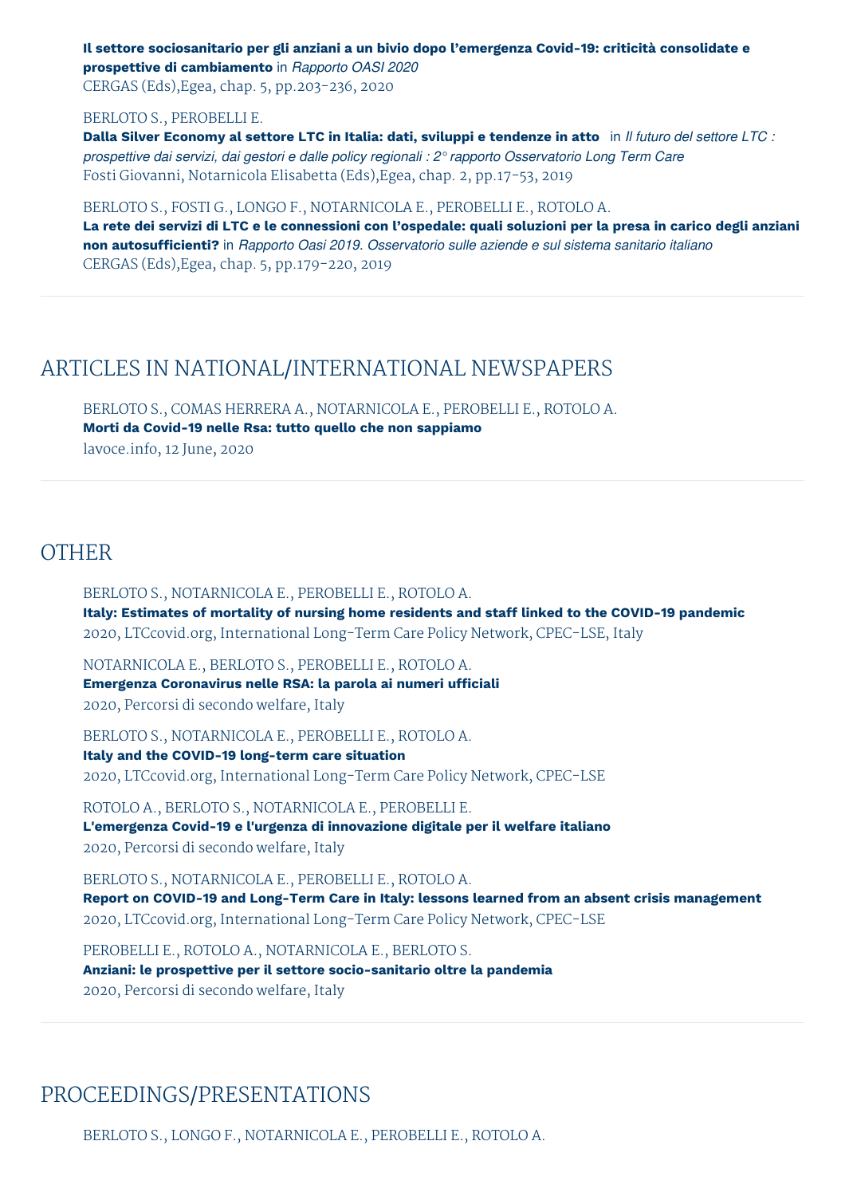**Il settore sociosanitario per gli anziani a un bivio dopo l'emergenza Covid-19: criticità consolidate e prospettive di cambiamento** in *Rapporto OASI 2020*
CERGAS (Eds),Egea, chap. 5, pp.203-236, 2020

BERLOTO S., PEROBELLI E.
**Dalla Silver Economy al settore LTC in Italia: dati, sviluppi e tendenze in atto** in *Il futuro del settore LTC : prospettive dai servizi, dai gestori e dalle policy regionali : 2° rapporto Osservatorio Long Term Care*
Fosti Giovanni, Notarnicola Elisabetta (Eds),Egea, chap. 2, pp.17-53, 2019

BERLOTO S., FOSTI G., LONGO F., NOTARNICOLA E., PEROBELLI E., ROTOLO A.
**La rete dei servizi di LTC e le connessioni con l'ospedale: quali soluzioni per la presa in carico degli anziani non autosufficienti?** in *Rapporto Oasi 2019. Osservatorio sulle aziende e sul sistema sanitario italiano*
CERGAS (Eds),Egea, chap. 5, pp.179-220, 2019

## ARTICLES IN NATIONAL/INTERNATIONAL NEWSPAPERS

BERLOTO S., COMAS HERRERA A., NOTARNICOLA E., PEROBELLI E., ROTOLO A.
**Morti da Covid-19 nelle Rsa: tutto quello che non sappiamo**
lavoce.info, 12 June, 2020

## OTHER

BERLOTO S., NOTARNICOLA E., PEROBELLI E., ROTOLO A.
**Italy: Estimates of mortality of nursing home residents and staff linked to the COVID-19 pandemic**
2020, LTCcovid.org, International Long-Term Care Policy Network, CPEC-LSE, Italy

NOTARNICOLA E., BERLOTO S., PEROBELLI E., ROTOLO A.
**Emergenza Coronavirus nelle RSA: la parola ai numeri ufficiali**
2020, Percorsi di secondo welfare, Italy

BERLOTO S., NOTARNICOLA E., PEROBELLI E., ROTOLO A.
**Italy and the COVID-19 long-term care situation**
2020, LTCcovid.org, International Long-Term Care Policy Network, CPEC-LSE

ROTOLO A., BERLOTO S., NOTARNICOLA E., PEROBELLI E.
**L'emergenza Covid-19 e l'urgenza di innovazione digitale per il welfare italiano**
2020, Percorsi di secondo welfare, Italy

BERLOTO S., NOTARNICOLA E., PEROBELLI E., ROTOLO A.
**Report on COVID-19 and Long-Term Care in Italy: lessons learned from an absent crisis management**
2020, LTCcovid.org, International Long-Term Care Policy Network, CPEC-LSE

PEROBELLI E., ROTOLO A., NOTARNICOLA E., BERLOTO S.
**Anziani: le prospettive per il settore socio-sanitario oltre la pandemia**
2020, Percorsi di secondo welfare, Italy

## PROCEEDINGS/PRESENTATIONS

BERLOTO S., LONGO F., NOTARNICOLA E., PEROBELLI E., ROTOLO A.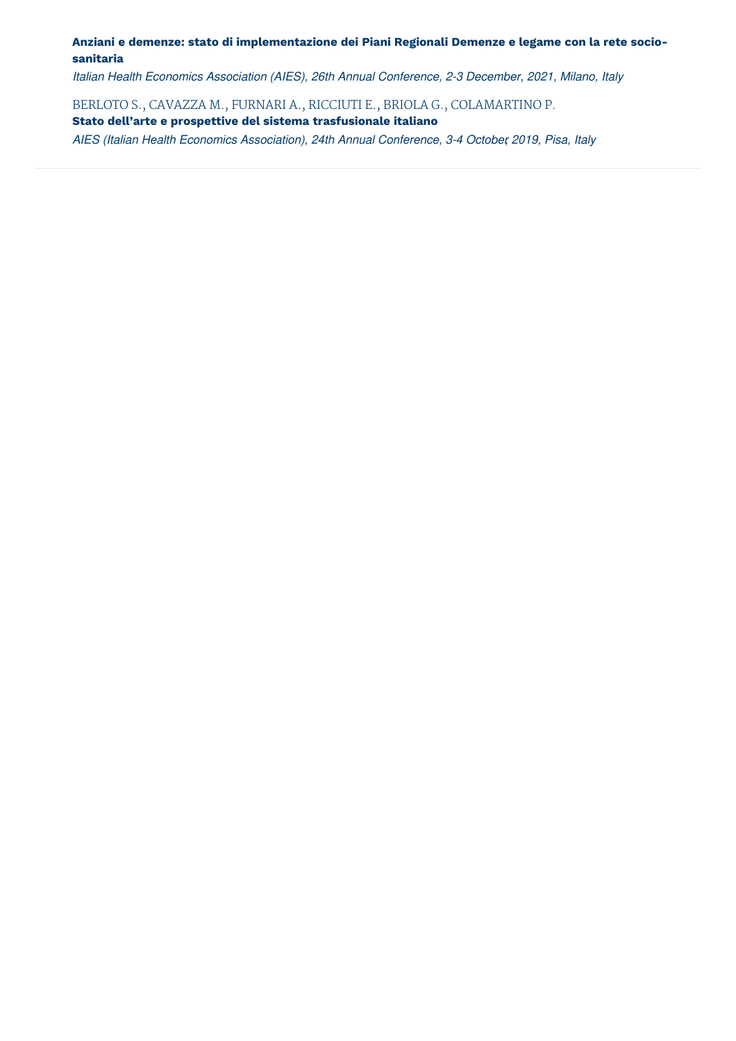**Anziani e demenze: stato di implementazione dei Piani Regionali Demenze e legame con la rete socio-sanitaria**

*Italian Health Economics Association (AIES), 26th Annual Conference, 2-3 December, 2021, Milano, Italy*

BERLOTO S., CAVAZZA M., FURNARI A., RICCIUTI E., BRIOLA G., COLAMARTINO P.

**Stato dell'arte e prospettive del sistema trasfusionale italiano**

*AIES (Italian Health Economics Association), 24th Annual Conference, 3-4 October, 2019, Pisa, Italy*